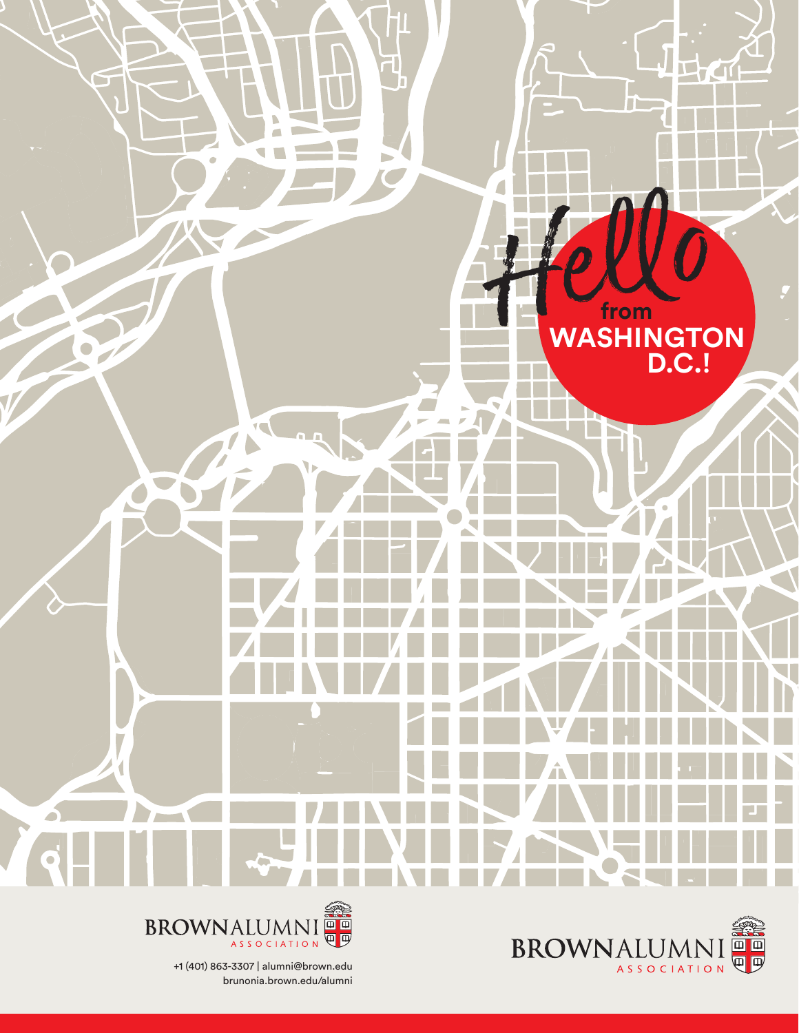# Hello from WASHINGTON D.C.!

BROWN ALUMNI ASSOCIATION

+1 (401) 863-3307 | alumni@brown.edu
brunonia.brown.edu/alumni

BROWN ALUMNI ASSOCIATION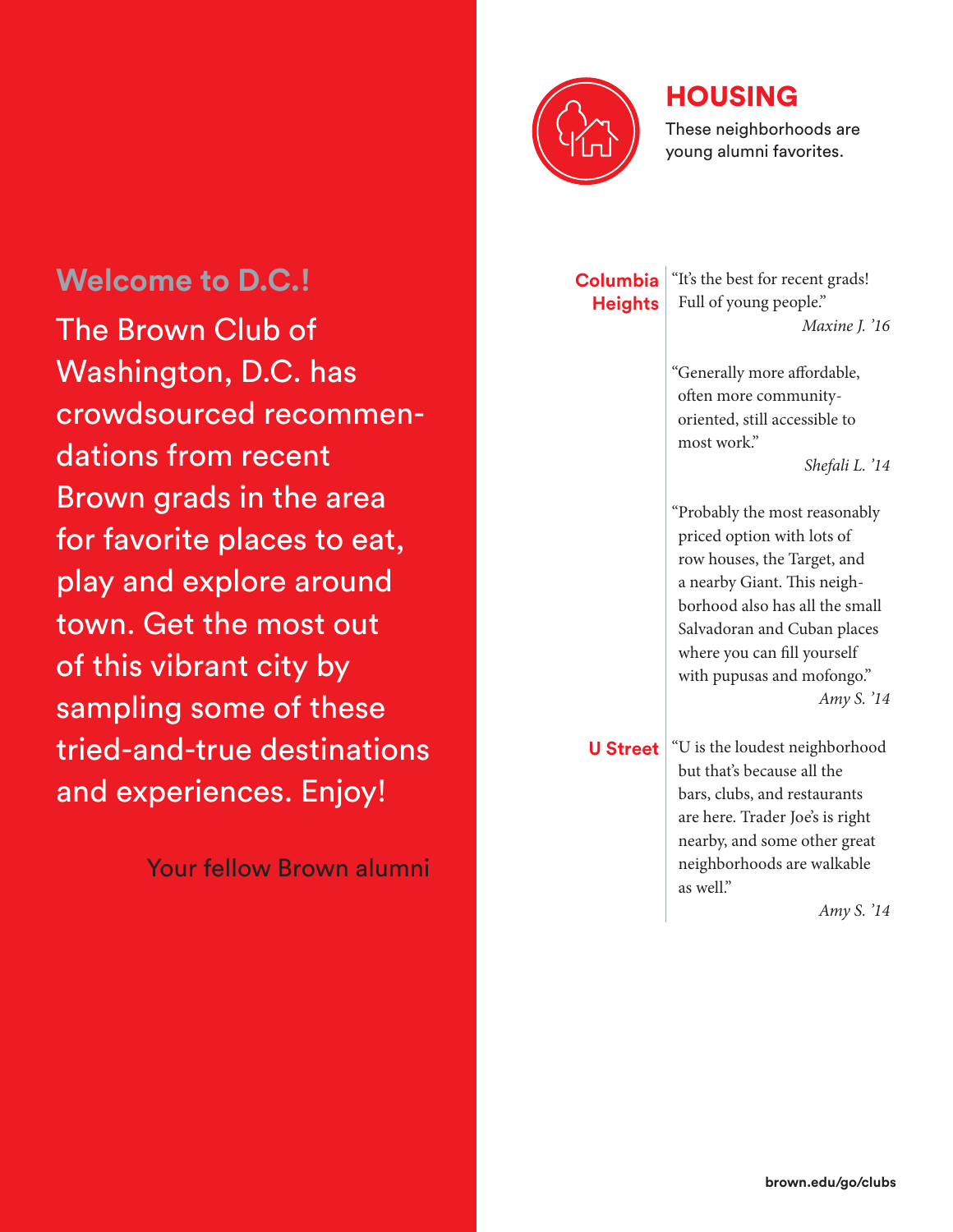## Welcome to D.C.!

The Brown Club of Washington, D.C. has crowdsourced recommendations from recent Brown grads in the area for favorite places to eat, play and explore around town. Get the most out of this vibrant city by sampling some of these tried-and-true destinations and experiences. Enjoy!

Your fellow Brown alumni

# HOUSING

These neighborhoods are young alumni favorites.

### Columbia Heights

"It's the best for recent grads! Full of young people."

*Maxine J. '16*

"Generally more affordable, often more community-oriented, still accessible to most work."

*Shefali L. '14*

"Probably the most reasonably priced option with lots of row houses, the Target, and a nearby Giant. This neighborhood also has all the small Salvadoran and Cuban places where you can fill yourself with pupusas and mofongo."

*Amy S. '14*

### U Street

"U is the loudest neighborhood but that's because all the bars, clubs, and restaurants are here. Trader Joe's is right nearby, and some other great neighborhoods are walkable as well."

*Amy S. '14*

brown.edu/go/clubs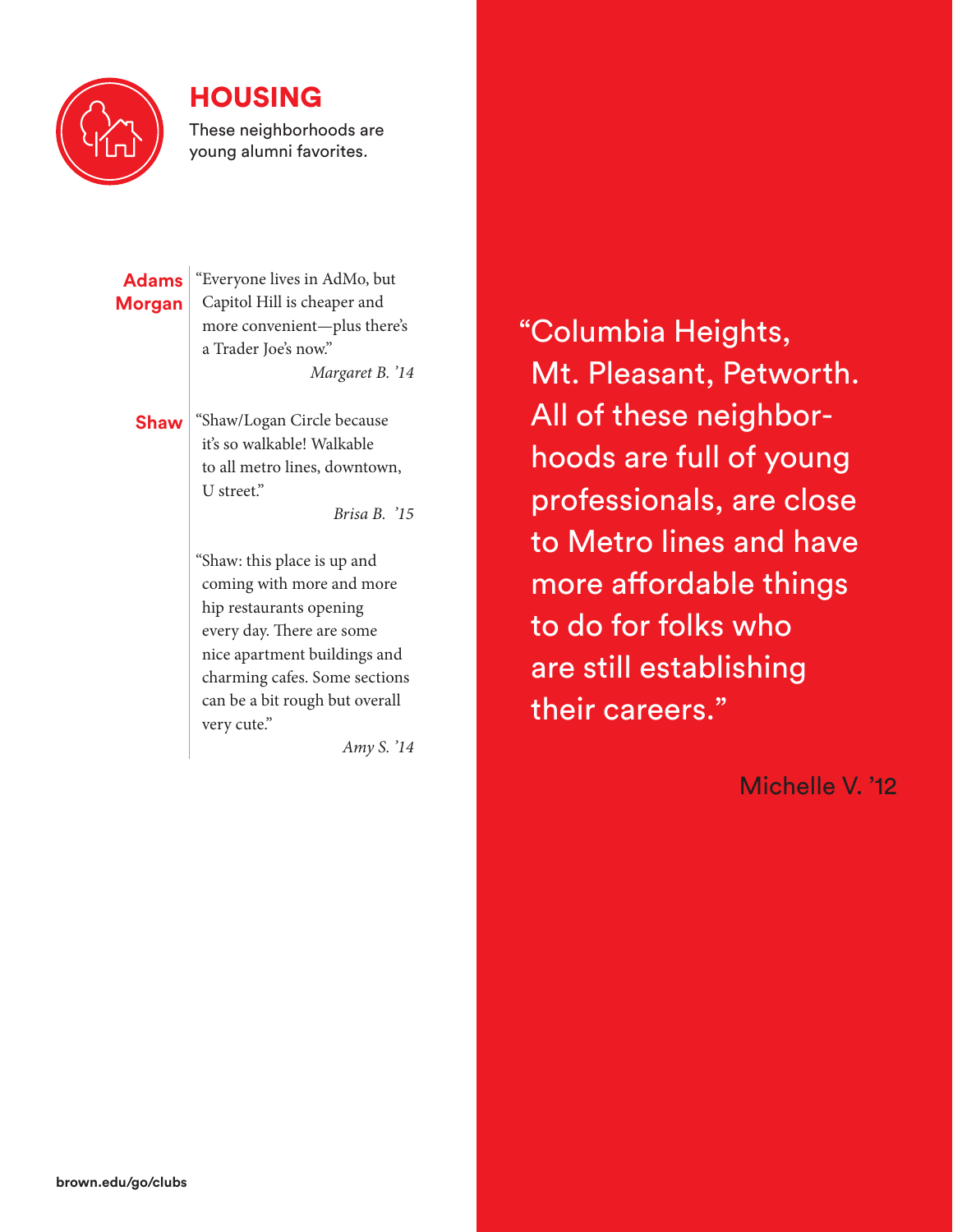## HOUSING

These neighborhoods are young alumni favorites.

**Adams Morgan**

"Everyone lives in AdMo, but Capitol Hill is cheaper and more convenient—plus there's a Trader Joe's now."

*Margaret B. '14*

**Shaw**

"Shaw/Logan Circle because it's so walkable! Walkable to all metro lines, downtown, U street."

*Brisa B. '15*

"Shaw: this place is up and coming with more and more hip restaurants opening every day. There are some nice apartment buildings and charming cafes. Some sections can be a bit rough but overall very cute."

*Amy S. '14*

"Columbia Heights, Mt. Pleasant, Petworth. All of these neighborhoods are full of young professionals, are close to Metro lines and have more affordable things to do for folks who are still establishing their careers."

Michelle V. '12

brown.edu/go/clubs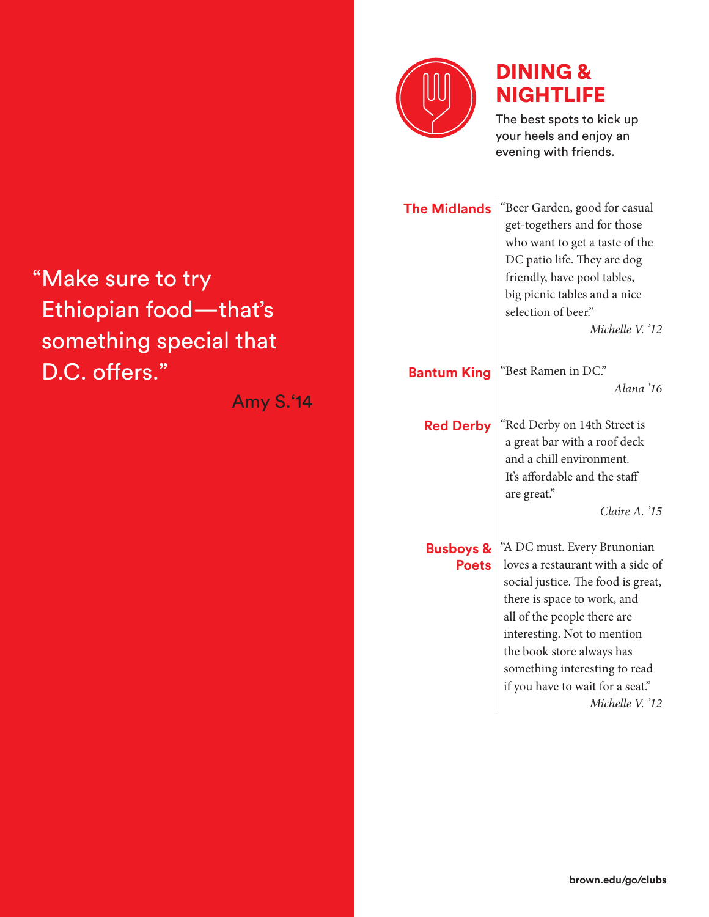"Make sure to try Ethiopian food—that's something special that D.C. offers."

Amy S.'14

# DINING & NIGHTLIFE

The best spots to kick up your heels and enjoy an evening with friends.

**The Midlands**

"Beer Garden, good for casual get-togethers and for those who want to get a taste of the DC patio life. They are dog friendly, have pool tables, big picnic tables and a nice selection of beer."

*Michelle V. '12*

**Bantum King**

"Best Ramen in DC."

*Alana '16*

**Red Derby**

"Red Derby on 14th Street is a great bar with a roof deck and a chill environment. It's affordable and the staff are great."

*Claire A. '15*

**Busboys & Poets**

"A DC must. Every Brunonian loves a restaurant with a side of social justice. The food is great, there is space to work, and all of the people there are interesting. Not to mention the book store always has something interesting to read if you have to wait for a seat."

*Michelle V. '12*

brown.edu/go/clubs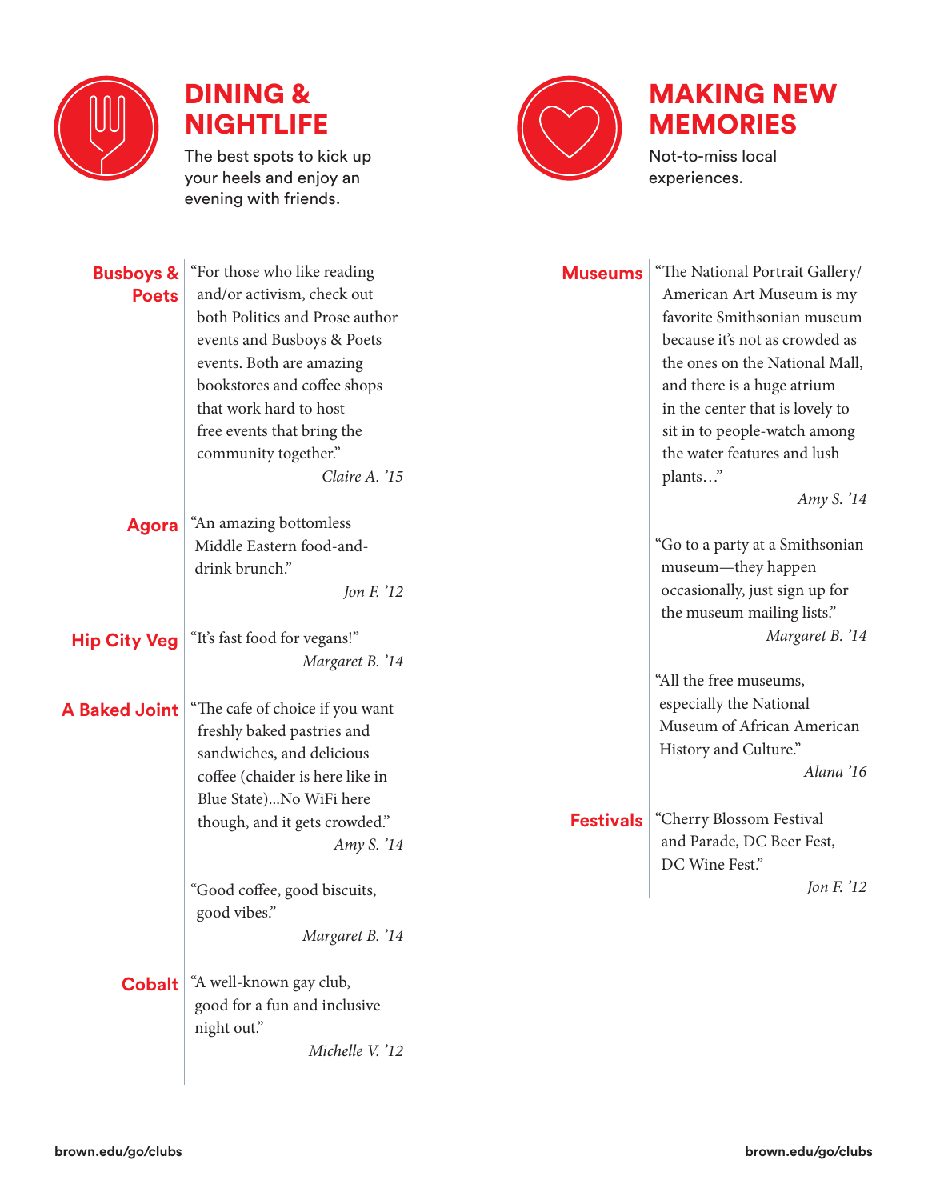## DINING & NIGHTLIFE

The best spots to kick up your heels and enjoy an evening with friends.

**Busboys & Poets**

"For those who like reading and/or activism, check out both Politics and Prose author events and Busboys & Poets events. Both are amazing bookstores and coffee shops that work hard to host free events that bring the community together."

*Claire A. '15*

**Agora**

"An amazing bottomless Middle Eastern food-and-drink brunch."

*Jon F. '12*

**Hip City Veg**

"It's fast food for vegans!"

*Margaret B. '14*

**A Baked Joint**

"The cafe of choice if you want freshly baked pastries and sandwiches, and delicious coffee (chaider is here like in Blue State)...No WiFi here though, and it gets crowded."

*Amy S. '14*

"Good coffee, good biscuits, good vibes."

*Margaret B. '14*

**Cobalt**

"A well-known gay club, good for a fun and inclusive night out."

*Michelle V. '12*

## MAKING NEW MEMORIES

Not-to-miss local experiences.

**Museums**

"The National Portrait Gallery/ American Art Museum is my favorite Smithsonian museum because it's not as crowded as the ones on the National Mall, and there is a huge atrium in the center that is lovely to sit in to people-watch among the water features and lush plants…"

*Amy S. '14*

"Go to a party at a Smithsonian museum—they happen occasionally, just sign up for the museum mailing lists."

*Margaret B. '14*

"All the free museums, especially the National Museum of African American History and Culture."

*Alana '16*

**Festivals**

"Cherry Blossom Festival and Parade, DC Beer Fest, DC Wine Fest."

*Jon F. '12*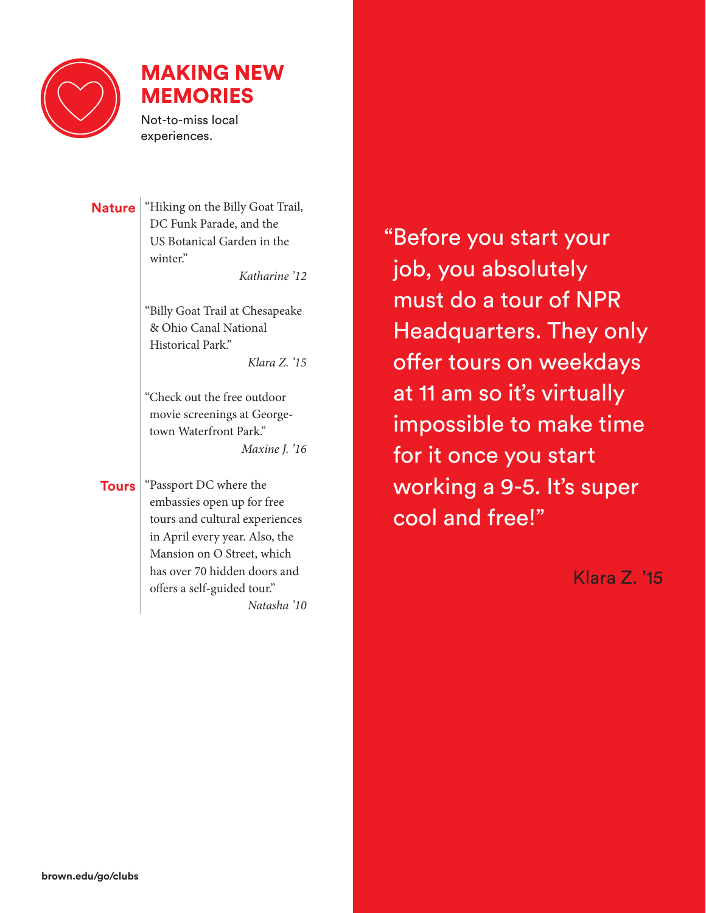# MAKING NEW MEMORIES

Not-to-miss local experiences.

**Nature**

"Hiking on the Billy Goat Trail, DC Funk Parade, and the US Botanical Garden in the winter."

*Katharine '12*

"Billy Goat Trail at Chesapeake & Ohio Canal National Historical Park."

*Klara Z. '15*

"Check out the free outdoor movie screenings at Georgetown Waterfront Park."

*Maxine J. '16*

**Tours**

"Passport DC where the embassies open up for free tours and cultural experiences in April every year. Also, the Mansion on O Street, which has over 70 hidden doors and offers a self-guided tour."

*Natasha '10*

"Before you start your job, you absolutely must do a tour of NPR Headquarters. They only offer tours on weekdays at 11 am so it's virtually impossible to make time for it once you start working a 9-5. It's super cool and free!"

Klara Z. '15

brown.edu/go/clubs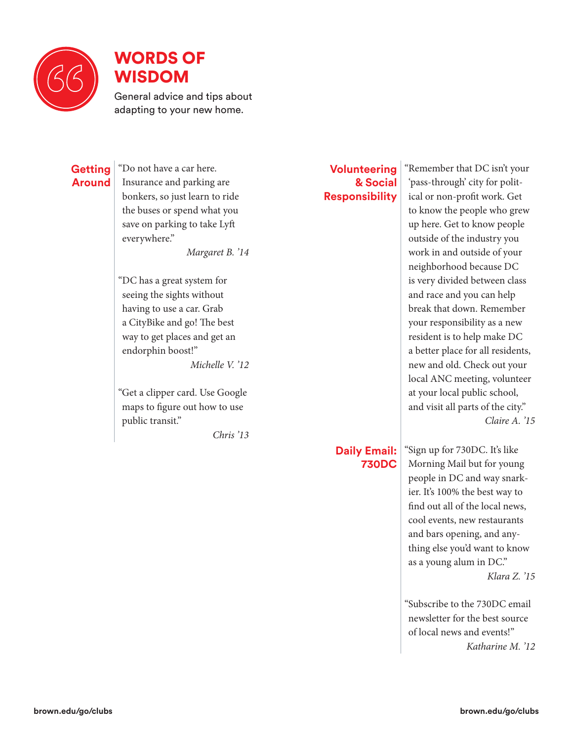# WORDS OF WISDOM

General advice and tips about adapting to your new home.

## Getting Around

"Do not have a car here. Insurance and parking are bonkers, so just learn to ride the buses or spend what you save on parking to take Lyft everywhere."

*Margaret B. '14*

"DC has a great system for seeing the sights without having to use a car. Grab a CityBike and go! The best way to get places and get an endorphin boost!"

*Michelle V. '12*

"Get a clipper card. Use Google maps to figure out how to use public transit."

*Chris '13*

## Volunteering & Social Responsibility

"Remember that DC isn't your 'pass-through' city for political or non-profit work. Get to know the people who grew up here. Get to know people outside of the industry you work in and outside of your neighborhood because DC is very divided between class and race and you can help break that down. Remember your responsibility as a new resident is to help make DC a better place for all residents, new and old. Check out your local ANC meeting, volunteer at your local public school, and visit all parts of the city."

*Claire A. '15*

## Daily Email: 730DC

"Sign up for 730DC. It's like Morning Mail but for young people in DC and way snarkier. It's 100% the best way to find out all of the local news, cool events, new restaurants and bars opening, and anything else you'd want to know as a young alum in DC."

*Klara Z. '15*

"Subscribe to the 730DC email newsletter for the best source of local news and events!"

*Katharine M. '12*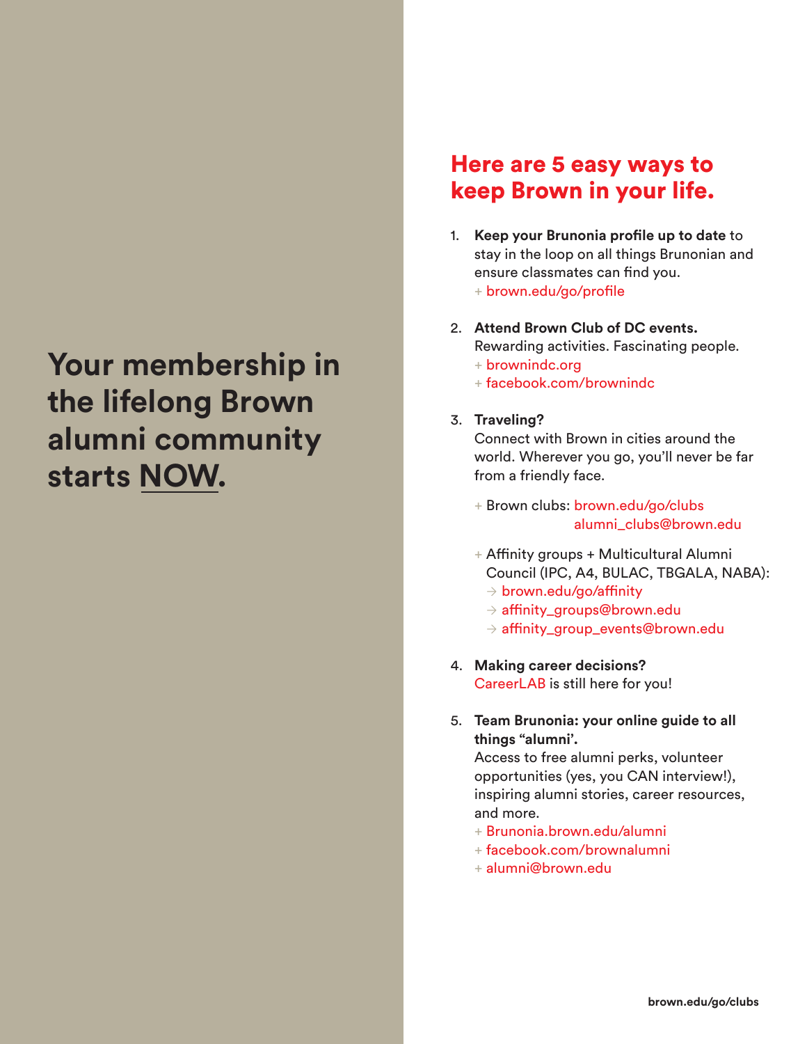# Your membership in the lifelong Brown alumni community starts NOW.

## Here are 5 easy ways to keep Brown in your life.

1. **Keep your Brunonia profile up to date** to stay in the loop on all things Brunonian and ensure classmates can find you.
   + brown.edu/go/profile

2. **Attend Brown Club of DC events.**
   Rewarding activities. Fascinating people.
   + browndc.org
   + facebook.com/browndc

3. **Traveling?**
   Connect with Brown in cities around the world. Wherever you go, you'll never be far from a friendly face.

   + Brown clubs: brown.edu/go/clubs
     alumni_clubs@brown.edu

   + Affinity groups + Multicultural Alumni Council (IPC, A4, BULAC, TBGALA, NABA):
     → brown.edu/go/affinity
     → affinity_groups@brown.edu
     → affinity_group_events@brown.edu

4. **Making career decisions?**
   CareerLAB is still here for you!

5. **Team Brunonia: your online guide to all things "alumni'.**
   Access to free alumni perks, volunteer opportunities (yes, you CAN interview!), inspiring alumni stories, career resources, and more.
   + Brunonia.brown.edu/alumni
   + facebook.com/brownalumni
   + alumni@brown.edu

**brown.edu/go/clubs**